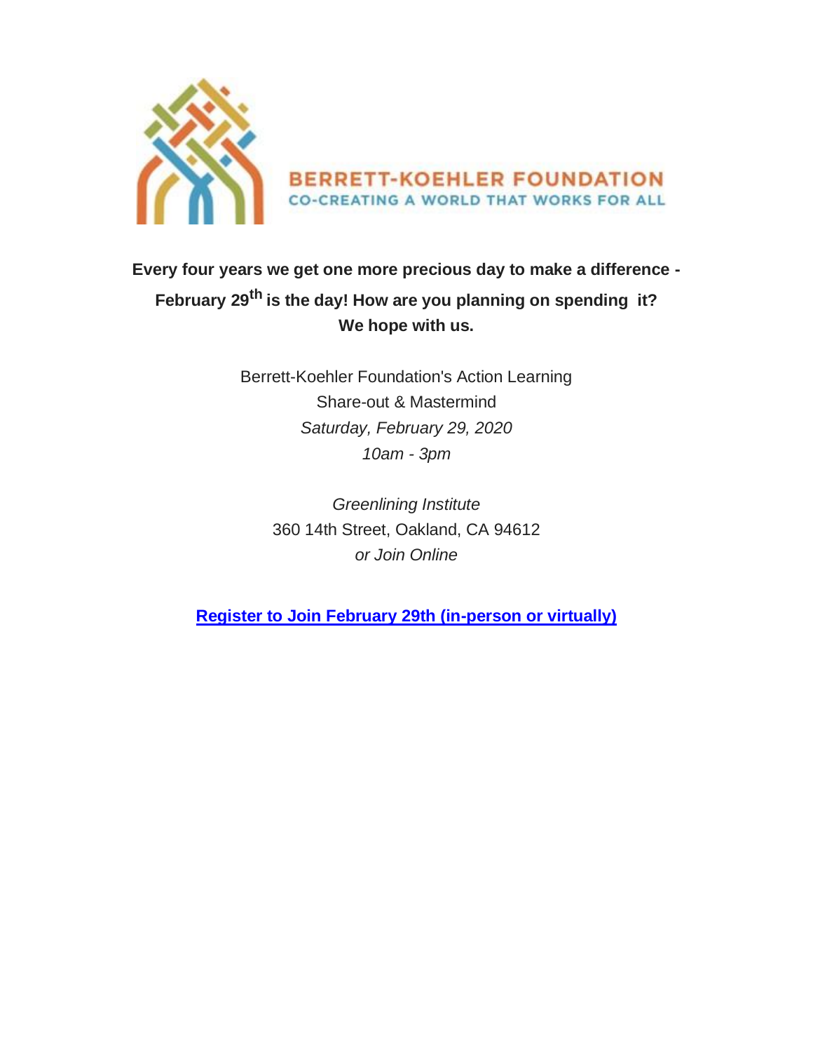BERRETT-KOEHLER FOUNDATION
CO-CREATING A WORLD THAT WORKS FOR ALL

**Every four years we get one more precious day to make a difference - February 29th is the day! How are you planning on spending it? We hope with us.**

Berrett-Koehler Foundation's Action Learning
Share-out & Mastermind
*Saturday, February 29, 2020*
*10am - 3pm*

*Greenlining Institute*
360 14th Street, Oakland, CA 94612
*or Join Online*

**Register to Join February 29th (in-person or virtually)**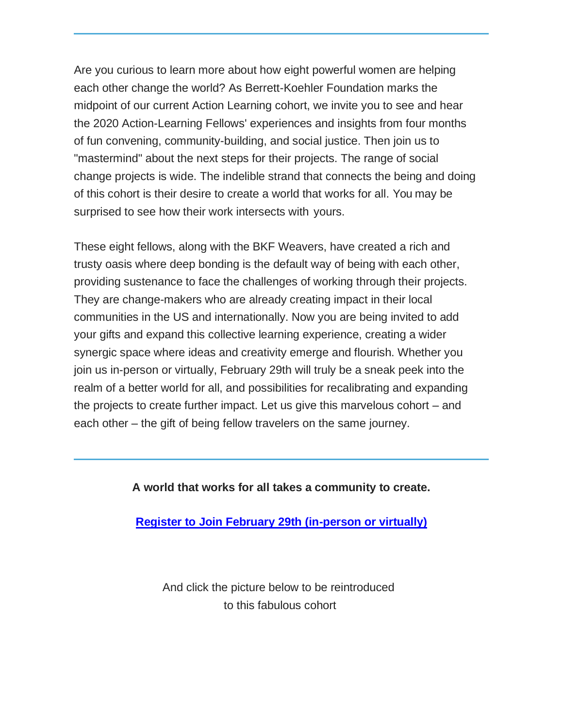---

Are you curious to learn more about how eight powerful women are helping each other change the world? As Berrett-Koehler Foundation marks the midpoint of our current Action Learning cohort, we invite you to see and hear the 2020 Action-Learning Fellows' experiences and insights from four months of fun convening, community-building, and social justice. Then join us to "mastermind" about the next steps for their projects. The range of social change projects is wide. The indelible strand that connects the being and doing of this cohort is their desire to create a world that works for all. You may be surprised to see how their work intersects with yours.

These eight fellows, along with the BKF Weavers, have created a rich and trusty oasis where deep bonding is the default way of being with each other, providing sustenance to face the challenges of working through their projects. They are change-makers who are already creating impact in their local communities in the US and internationally. Now you are being invited to add your gifts and expand this collective learning experience, creating a wider synergic space where ideas and creativity emerge and flourish. Whether you join us in-person or virtually, February 29th will truly be a sneak peek into the realm of a better world for all, and possibilities for recalibrating and expanding the projects to create further impact. Let us give this marvelous cohort – and each other – the gift of being fellow travelers on the same journey.

---

**A world that works for all takes a community to create.**

**Register to Join February 29th (in-person or virtually)**

And click the picture below to be reintroduced to this fabulous cohort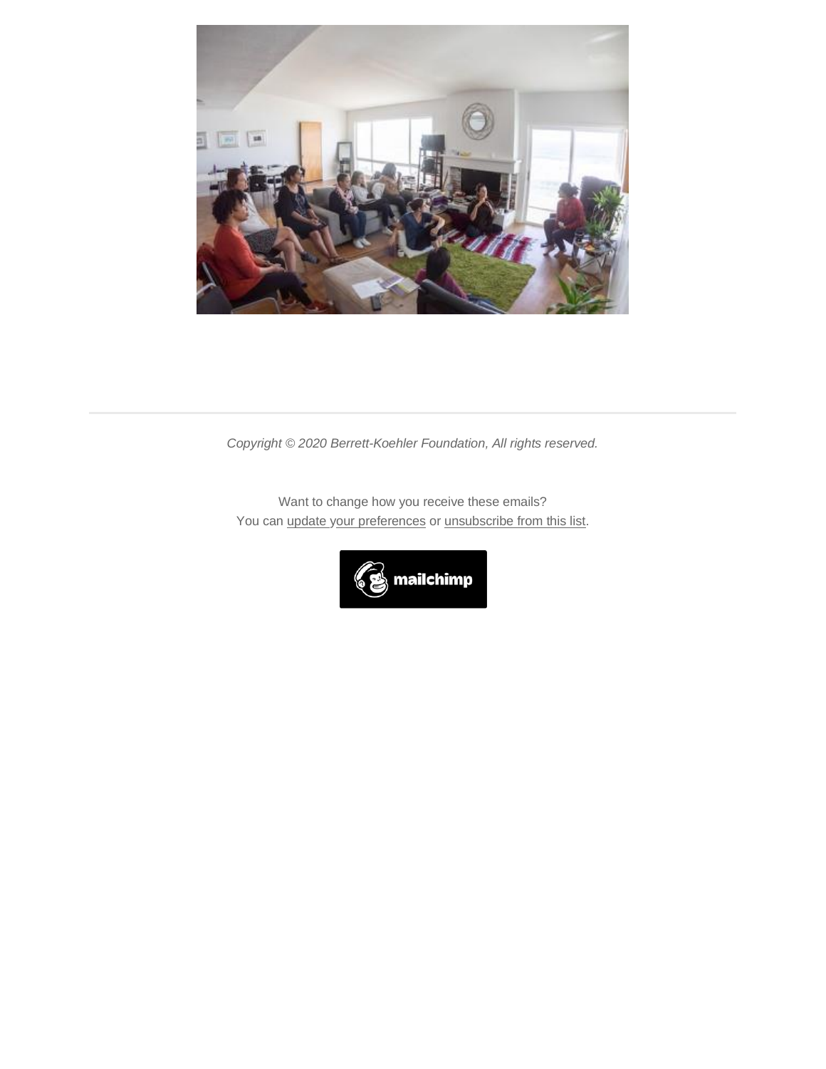*Copyright © 2020 Berrett-Koehler Foundation, All rights reserved.*

Want to change how you receive these emails?
You can update your preferences or unsubscribe from this list.